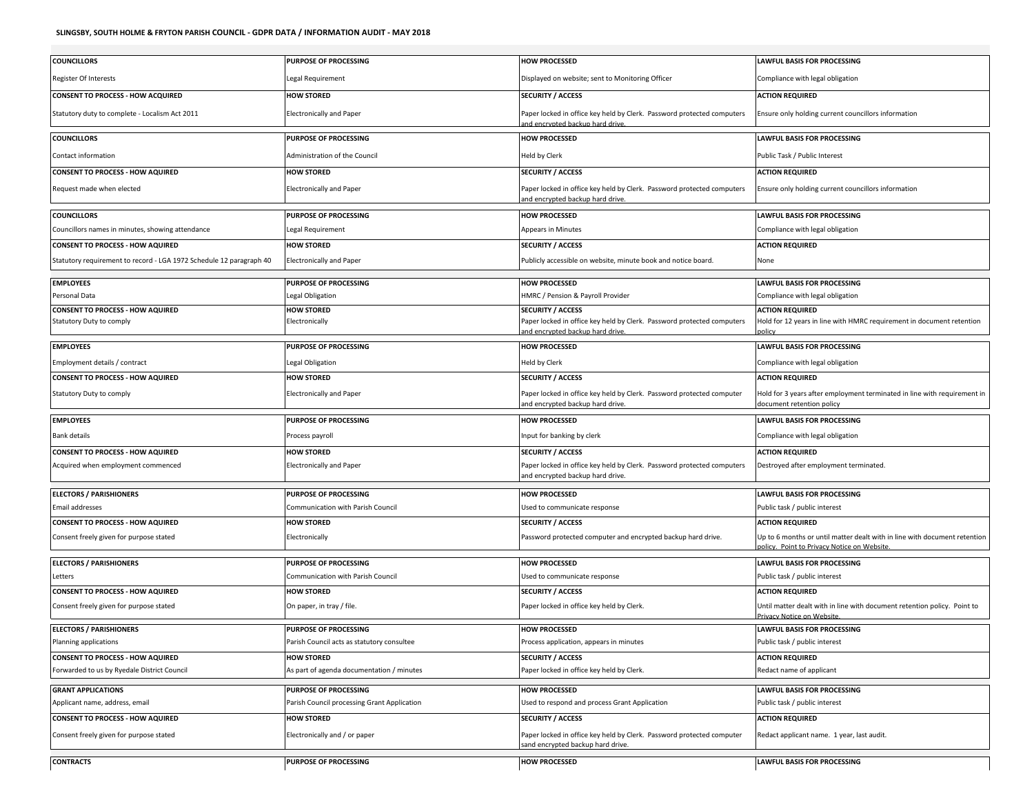**SLINGSBY, SOUTH HOLME & FRYTON PARISH COUNCIL - GDPR DATA / INFORMATION AUDIT - MAY 2018**

| COUNCILLORS | PURPOSE OF PROCESSING | HOW PROCESSED | LAWFUL BASIS FOR PROCESSING |
|---|---|---|---|
| Register Of Interests | Legal Requirement | Displayed on website; sent to Monitoring Officer | Compliance with legal obligation |
| **CONSENT TO PROCESS - HOW ACQUIRED** | **HOW STORED** | **SECURITY / ACCESS** | **ACTION REQUIRED** |
| Statutory duty to complete - Localism Act 2011 | Electronically and Paper | Paper locked in office key held by Clerk. Password protected computers and encrypted backup hard drive. | Ensure only holding current councillors information |

| COUNCILLORS | PURPOSE OF PROCESSING | HOW PROCESSED | LAWFUL BASIS FOR PROCESSING |
|---|---|---|---|
| Contact information | Administration of the Council | Held by Clerk | Public Task / Public Interest |
| **CONSENT TO PROCESS - HOW AQUIRED** | **HOW STORED** | **SECURITY / ACCESS** | **ACTION REQUIRED** |
| Request made when elected | Electronically and Paper | Paper locked in office key held by Clerk. Password protected computers and encrypted backup hard drive. | Ensure only holding current councillors information |

| COUNCILLORS | PURPOSE OF PROCESSING | HOW PROCESSED | LAWFUL BASIS FOR PROCESSING |
|---|---|---|---|
| Councillors names in minutes, showing attendance | Legal Requirement | Appears in Minutes | Compliance with legal obligation |
| **CONSENT TO PROCESS - HOW AQUIRED** | **HOW STORED** | **SECURITY / ACCESS** | **ACTION REQUIRED** |
| Statutory requirement to record - LGA 1972 Schedule 12 paragraph 40 | Electronically and Paper | Publicly accessible on website, minute book and notice board. | None |

| EMPLOYEES | PURPOSE OF PROCESSING | HOW PROCESSED | LAWFUL BASIS FOR PROCESSING |
|---|---|---|---|
| Personal Data | Legal Obligation | HMRC / Pension & Payroll Provider | Compliance with legal obligation |
| **CONSENT TO PROCESS - HOW AQUIRED** | **HOW STORED** | **SECURITY / ACCESS** | **ACTION REQUIRED** |
| Statutory Duty to comply | Electronically | Paper locked in office key held by Clerk. Password protected computers and encrypted backup hard drive. | Hold for 12 years in line with HMRC requirement in document retention policy |

| EMPLOYEES | PURPOSE OF PROCESSING | HOW PROCESSED | LAWFUL BASIS FOR PROCESSING |
|---|---|---|---|
| Employment details / contract | Legal Obligation | Held by Clerk | Compliance with legal obligation |
| **CONSENT TO PROCESS - HOW AQUIRED** | **HOW STORED** | **SECURITY / ACCESS** | **ACTION REQUIRED** |
| Statutory Duty to comply | Electronically and Paper | Paper locked in office key held by Clerk. Password protected computer and encrypted backup hard drive. | Hold for 3 years after employment terminated in line with requirement in document retention policy |

| EMPLOYEES | PURPOSE OF PROCESSING | HOW PROCESSED | LAWFUL BASIS FOR PROCESSING |
|---|---|---|---|
| Bank details | Process payroll | Input for banking by clerk | Compliance with legal obligation |
| **CONSENT TO PROCESS - HOW AQUIRED** | **HOW STORED** | **SECURITY / ACCESS** | **ACTION REQUIRED** |
| Acquired when employment commenced | Electronically and Paper | Paper locked in office key held by Clerk. Password protected computers and encrypted backup hard drive. | Destroyed after employment terminated. |

| ELECTORS / PARISHIONERS | PURPOSE OF PROCESSING | HOW PROCESSED | LAWFUL BASIS FOR PROCESSING |
|---|---|---|---|
| Email addresses | Communication with Parish Council | Used to communicate response | Public task / public interest |
| **CONSENT TO PROCESS - HOW AQUIRED** | **HOW STORED** | **SECURITY / ACCESS** | **ACTION REQUIRED** |
| Consent freely given for purpose stated | Electronically | Password protected computer and encrypted backup hard drive. | Up to 6 months or until matter dealt with in line with document retention policy. Point to Privacy Notice on Website. |

| ELECTORS / PARISHIONERS | PURPOSE OF PROCESSING | HOW PROCESSED | LAWFUL BASIS FOR PROCESSING |
|---|---|---|---|
| Letters | Communication with Parish Council | Used to communicate response | Public task / public interest |
| **CONSENT TO PROCESS - HOW AQUIRED** | **HOW STORED** | **SECURITY / ACCESS** | **ACTION REQUIRED** |
| Consent freely given for purpose stated | On paper, in tray / file. | Paper locked in office key held by Clerk. | Until matter dealt with in line with document retention policy. Point to Privacy Notice on Website. |

| ELECTORS / PARISHIONERS | PURPOSE OF PROCESSING | HOW PROCESSED | LAWFUL BASIS FOR PROCESSING |
|---|---|---|---|
| Planning applications | Parish Council acts as statutory consultee | Process application, appears in minutes | Public task / public interest |
| **CONSENT TO PROCESS - HOW AQUIRED** | **HOW STORED** | **SECURITY / ACCESS** | **ACTION REQUIRED** |
| Forwarded to us by Ryedale District Council | As part of agenda documentation / minutes | Paper locked in office key held by Clerk. | Redact name of applicant |

| GRANT APPLICATIONS | PURPOSE OF PROCESSING | HOW PROCESSED | LAWFUL BASIS FOR PROCESSING |
|---|---|---|---|
| Applicant name, address, email | Parish Council processing Grant Application | Used to respond and process Grant Application | Public task / public interest |
| **CONSENT TO PROCESS - HOW AQUIRED** | **HOW STORED** | **SECURITY / ACCESS** | **ACTION REQUIRED** |
| Consent freely given for purpose stated | Electronically and / or paper | Paper locked in office key held by Clerk. Password protected computer sand encrypted backup hard drive. | Redact applicant name. 1 year, last audit. |

| CONTRACTS | PURPOSE OF PROCESSING | HOW PROCESSED | LAWFUL BASIS FOR PROCESSING |
|---|---|---|---|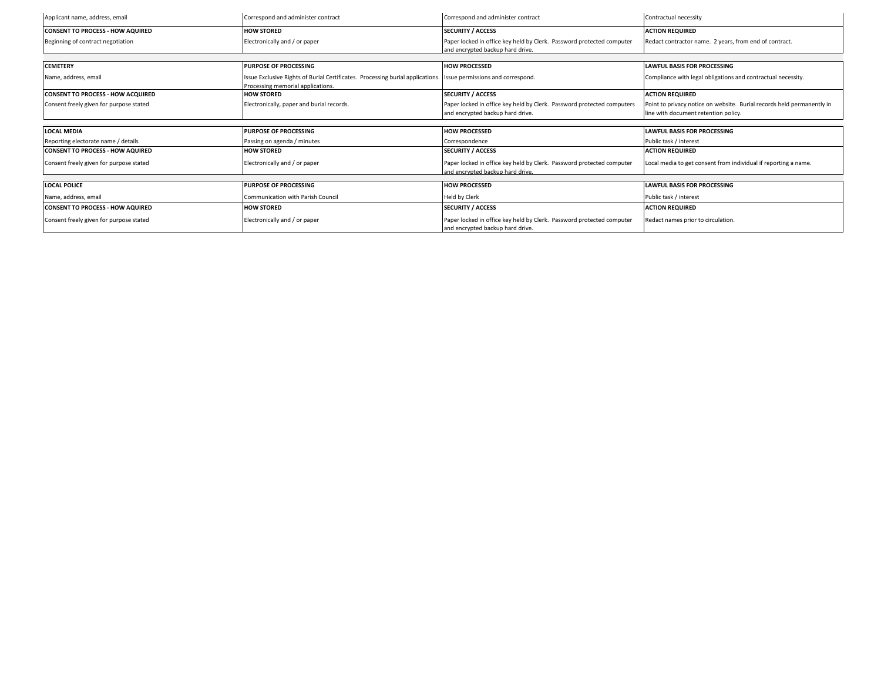| | | | |
|---|---|---|---|
| Applicant name, address, email | Correspond and administer contract | Correspond and administer contract | Contractual necessity |
| **CONSENT TO PROCESS - HOW AQUIRED** | **HOW STORED** | **SECURITY / ACCESS** | **ACTION REQUIRED** |
| Beginning of contract negotiation | Electronically and / or paper | Paper locked in office key held by Clerk. Password protected computer and encrypted backup hard drive. | Redact contractor name. 2 years, from end of contract. |

| **CEMETERY** | **PURPOSE OF PROCESSING** | **HOW PROCESSED** | **LAWFUL BASIS FOR PROCESSING** |
|---|---|---|---|
| Name, address, email | Issue Exclusive Rights of Burial Certificates. Processing burial applications. Processing memorial applications. | Issue permissions and correspond. | Compliance with legal obligations and contractual necessity. |
| **CONSENT TO PROCESS - HOW AQUIRED** | **HOW STORED** | **SECURITY / ACCESS** | **ACTION REQUIRED** |
| Consent freely given for purpose stated | Electronically, paper and burial records. | Paper locked in office key held by Clerk. Password protected computers and encrypted backup hard drive. | Point to privacy notice on website. Burial records held permanently in line with document retention policy. |

| **LOCAL MEDIA** | **PURPOSE OF PROCESSING** | **HOW PROCESSED** | **LAWFUL BASIS FOR PROCESSING** |
|---|---|---|---|
| Reporting electorate name / details | Passing on agenda / minutes | Correspondence | Public task / interest |
| **CONSENT TO PROCESS - HOW AQUIRED** | **HOW STORED** | **SECURITY / ACCESS** | **ACTION REQUIRED** |
| Consent freely given for purpose stated | Electronically and / or paper | Paper locked in office key held by Clerk. Password protected computer and encrypted backup hard drive. | Local media to get consent from individual if reporting a name. |

| **LOCAL POLICE** | **PURPOSE OF PROCESSING** | **HOW PROCESSED** | **LAWFUL BASIS FOR PROCESSING** |
|---|---|---|---|
| Name, address, email | Communication with Parish Council | Held by Clerk | Public task / interest |
| **CONSENT TO PROCESS - HOW AQUIRED** | **HOW STORED** | **SECURITY / ACCESS** | **ACTION REQUIRED** |
| Consent freely given for purpose stated | Electronically and / or paper | Paper locked in office key held by Clerk. Password protected computer and encrypted backup hard drive. | Redact names prior to circulation. |